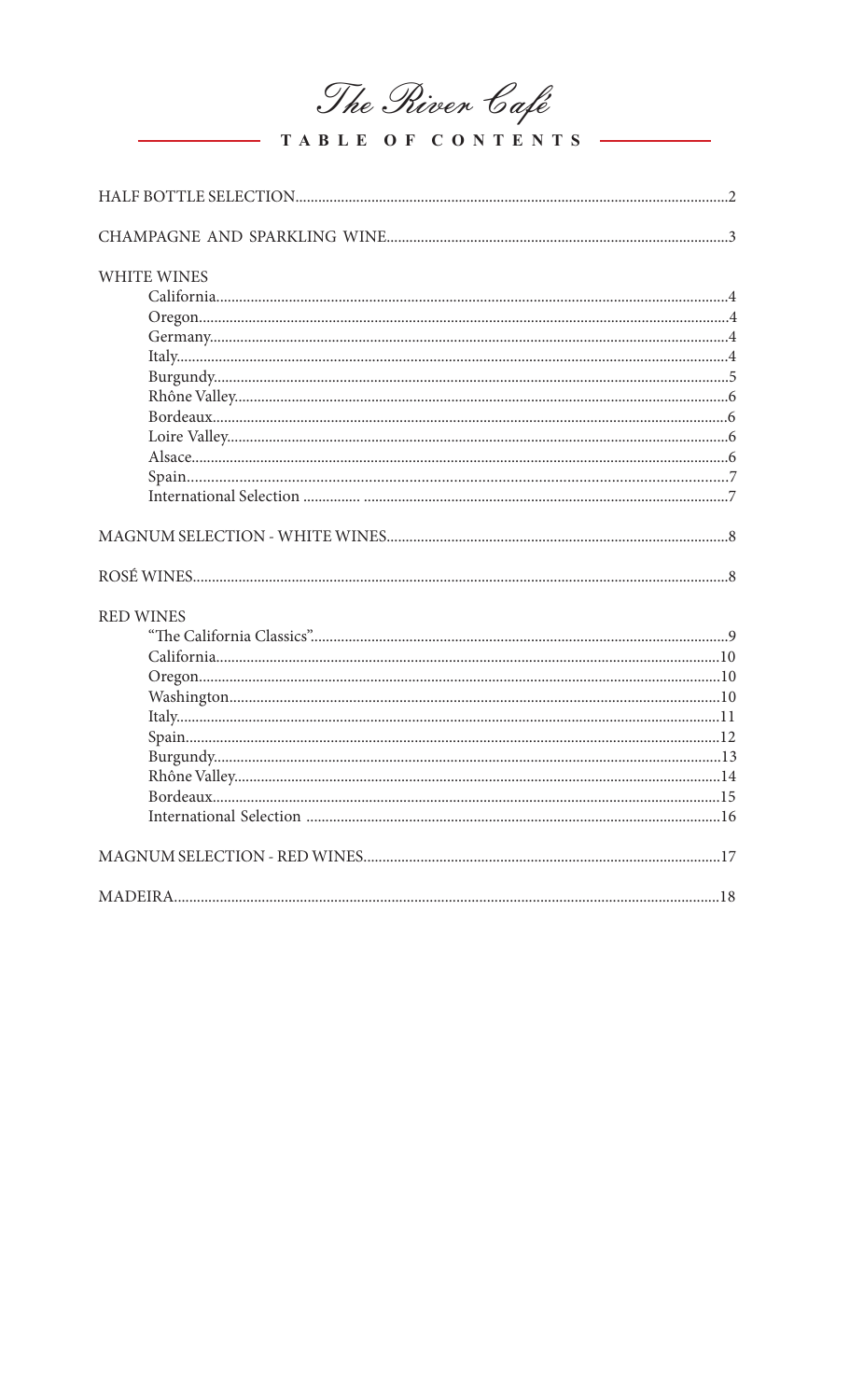# The River Café

## TABLE OF CONTENTS

HALF BOTTLE SELECTION.....2

CHAMPAGNE AND SPARKLING WINE.....3

WHITE WINES

- California.....4
- Oregon.....4
- Germany.....4
- Italy.....4
- Burgundy.....5
- Rhône Valley.....6
- Bordeaux.....6
- Loire Valley.....6
- Alsace.....6
- Spain.....7
- International Selection.....7

MAGNUM SELECTION - WHITE WINES.....8

ROSÉ WINES.....8

RED WINES

- "The California Classics".....9
- California.....10
- Oregon.....10
- Washington.....10
- Italy.....11
- Spain.....12
- Burgundy.....13
- Rhône Valley.....14
- Bordeaux.....15
- International Selection.....16

MAGNUM SELECTION - RED WINES.....17

MADEIRA.....18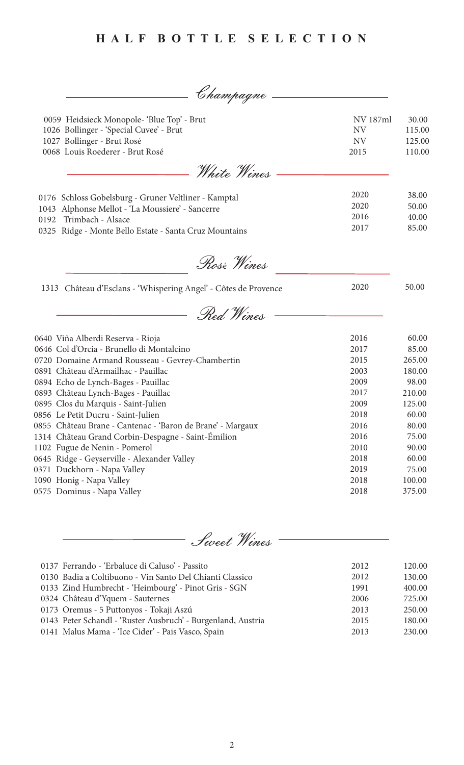# HALF BOTTLE SELECTION

## Champagne

| | | |
|---|---|---|
| 0059 Heidsieck Monopole- 'Blue Top' - Brut | NV 187ml | 30.00 |
| 1026 Bollinger - 'Special Cuvee' - Brut | NV | 115.00 |
| 1027 Bollinger - Brut Rosé | NV | 125.00 |
| 0068 Louis Roederer - Brut Rosé | 2015 | 110.00 |

## White Wines

| | | |
|---|---|---|
| 0176 Schloss Gobelsburg - Gruner Veltliner - Kamptal | 2020 | 38.00 |
| 1043 Alphonse Mellot - 'La Moussiere' - Sancerre | 2020 | 50.00 |
| 0192 Trimbach - Alsace | 2016 | 40.00 |
| 0325 Ridge - Monte Bello Estate - Santa Cruz Mountains | 2017 | 85.00 |

## Rosé Wines

| | | |
|---|---|---|
| 1313 Château d'Esclans - 'Whispering Angel' - Côtes de Provence | 2020 | 50.00 |

## Red Wines

| | | |
|---|---|---|
| 0640 Viña Alberdi Reserva - Rioja | 2016 | 60.00 |
| 0646 Col d'Orcia - Brunello di Montalcino | 2017 | 85.00 |
| 0720 Domaine Armand Rousseau - Gevrey-Chambertin | 2015 | 265.00 |
| 0891 Château d'Armailhac - Pauillac | 2003 | 180.00 |
| 0894 Echo de Lynch-Bages - Pauillac | 2009 | 98.00 |
| 0893 Château Lynch-Bages - Pauillac | 2017 | 210.00 |
| 0895 Clos du Marquis - Saint-Julien | 2009 | 125.00 |
| 0856 Le Petit Ducru - Saint-Julien | 2018 | 60.00 |
| 0855 Château Brane - Cantenac - 'Baron de Brane' - Margaux | 2016 | 80.00 |
| 1314 Château Grand Corbin-Despagne - Saint-Émilion | 2016 | 75.00 |
| 1102 Fugue de Nenin - Pomerol | 2010 | 90.00 |
| 0645 Ridge - Geyserville - Alexander Valley | 2018 | 60.00 |
| 0371 Duckhorn - Napa Valley | 2019 | 75.00 |
| 1090 Honig - Napa Valley | 2018 | 100.00 |
| 0575 Dominus - Napa Valley | 2018 | 375.00 |

## Sweet Wines

| | | |
|---|---|---|
| 0137 Ferrando - 'Erbaluce di Caluso' - Passito | 2012 | 120.00 |
| 0130 Badia a Coltibuono - Vin Santo Del Chianti Classico | 2012 | 130.00 |
| 0133 Zind Humbrecht - 'Heimbourg' - Pinot Gris - SGN | 1991 | 400.00 |
| 0324 Château d'Yquem - Sauternes | 2006 | 725.00 |
| 0173 Oremus - 5 Puttonyos - Tokaji Aszú | 2013 | 250.00 |
| 0143 Peter Schandl - 'Ruster Ausbruch' - Burgenland, Austria | 2015 | 180.00 |
| 0141 Malus Mama - 'Ice Cider' - Pais Vasco, Spain | 2013 | 230.00 |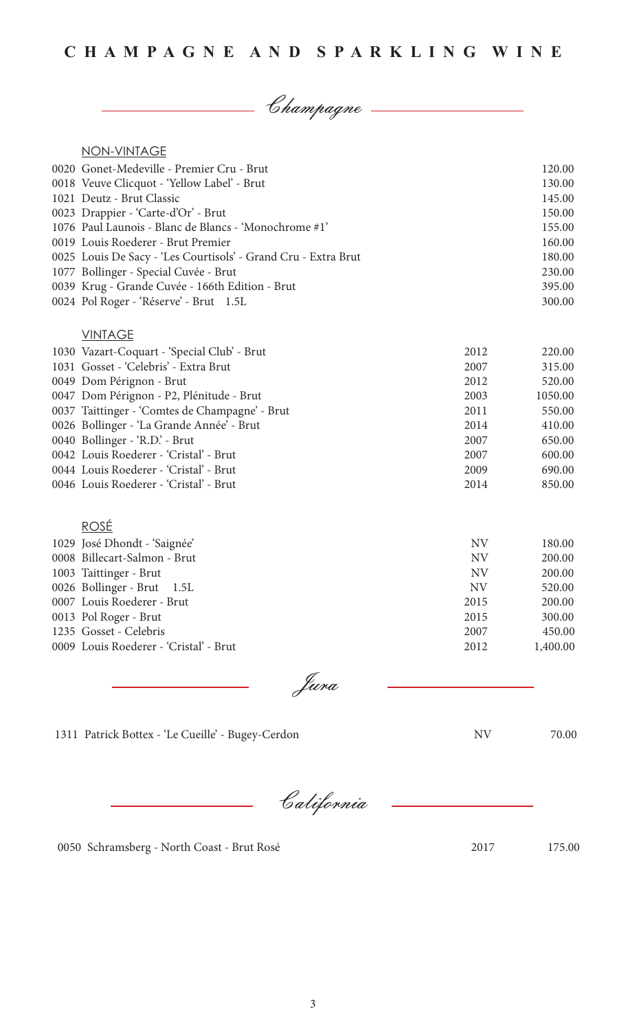# CHAMPAGNE AND SPARKLING WINE

## *Champagne*

### NON-VINTAGE

| | | |
|---|---|---|
| 0020 | Gonet-Medeville - Premier Cru - Brut | 120.00 |
| 0018 | Veuve Clicquot - 'Yellow Label' - Brut | 130.00 |
| 1021 | Deutz - Brut Classic | 145.00 |
| 0023 | Drappier - 'Carte-d'Or' - Brut | 150.00 |
| 1076 | Paul Launois - Blanc de Blancs - 'Monochrome #1' | 155.00 |
| 0019 | Louis Roederer - Brut Premier | 160.00 |
| 0025 | Louis De Sacy - 'Les Courtisols' - Grand Cru - Extra Brut | 180.00 |
| 1077 | Bollinger - Special Cuvée - Brut | 230.00 |
| 0039 | Krug - Grande Cuvée - 166th Edition - Brut | 395.00 |
| 0024 | Pol Roger - 'Réserve' - Brut 1.5L | 300.00 |

### VINTAGE

| | | | |
|---|---|---|---|
| 1030 | Vazart-Coquart - 'Special Club' - Brut | 2012 | 220.00 |
| 1031 | Gosset - 'Celebris' - Extra Brut | 2007 | 315.00 |
| 0049 | Dom Pérignon - Brut | 2012 | 520.00 |
| 0047 | Dom Pérignon - P2, Plénitude - Brut | 2003 | 1050.00 |
| 0037 | Taittinger - 'Comtes de Champagne' - Brut | 2011 | 550.00 |
| 0026 | Bollinger - 'La Grande Année' - Brut | 2014 | 410.00 |
| 0040 | Bollinger - 'R.D.' - Brut | 2007 | 650.00 |
| 0042 | Louis Roederer - 'Cristal' - Brut | 2007 | 600.00 |
| 0044 | Louis Roederer - 'Cristal' - Brut | 2009 | 690.00 |
| 0046 | Louis Roederer - 'Cristal' - Brut | 2014 | 850.00 |

### ROSÉ

| | | | |
|---|---|---|---|
| 1029 | José Dhondt - 'Saignée' | NV | 180.00 |
| 0008 | Billecart-Salmon - Brut | NV | 200.00 |
| 1003 | Taittinger - Brut | NV | 200.00 |
| 0026 | Bollinger - Brut 1.5L | NV | 520.00 |
| 0007 | Louis Roederer - Brut | 2015 | 200.00 |
| 0013 | Pol Roger - Brut | 2015 | 300.00 |
| 1235 | Gosset - Celebris | 2007 | 450.00 |
| 0009 | Louis Roederer - 'Cristal' - Brut | 2012 | 1,400.00 |

## *Jura*

| | | | |
|---|---|---|---|
| 1311 | Patrick Bottex - 'Le Cueille' - Bugey-Cerdon | NV | 70.00 |

## *California*

| | | | |
|---|---|---|---|
| 0050 | Schramsberg - North Coast - Brut Rosé | 2017 | 175.00 |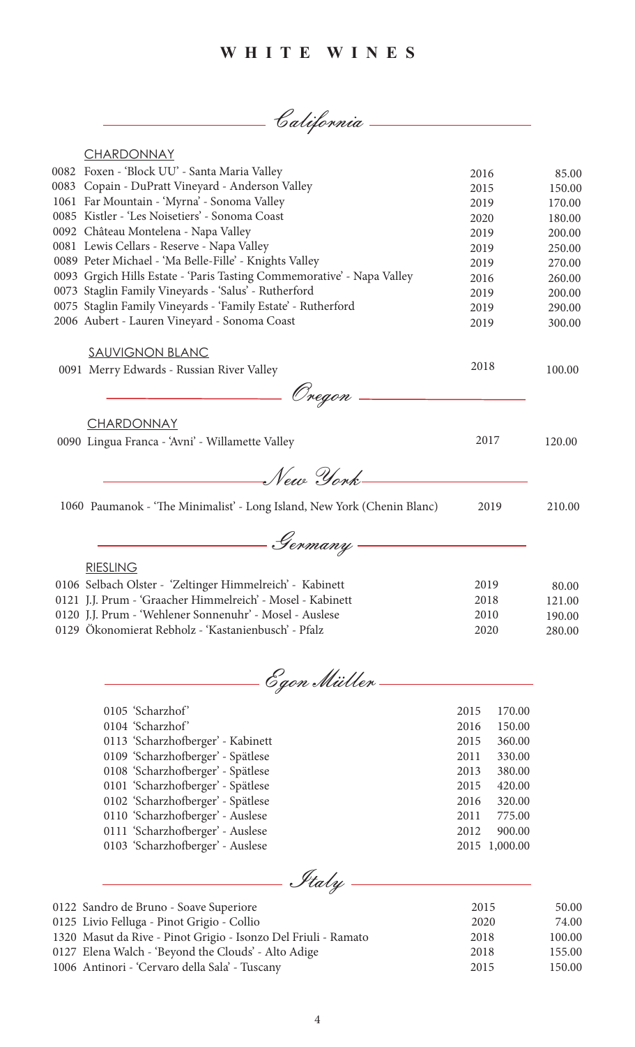# WHITE WINES

## *California*

### CHARDONNAY

| | | |
|---|---|---|
| 0082 Foxen - 'Block UU' - Santa Maria Valley | 2016 | 85.00 |
| 0083 Copain - DuPratt Vineyard - Anderson Valley | 2015 | 150.00 |
| 1061 Far Mountain - 'Myrna' - Sonoma Valley | 2019 | 170.00 |
| 0085 Kistler - 'Les Noisetiers' - Sonoma Coast | 2020 | 180.00 |
| 0092 Château Montelena - Napa Valley | 2019 | 200.00 |
| 0081 Lewis Cellars - Reserve - Napa Valley | 2019 | 250.00 |
| 0089 Peter Michael - 'Ma Belle-Fille' - Knights Valley | 2019 | 270.00 |
| 0093 Grgich Hills Estate - 'Paris Tasting Commemorative' - Napa Valley | 2016 | 260.00 |
| 0073 Staglin Family Vineyards - 'Salus' - Rutherford | 2019 | 200.00 |
| 0075 Staglin Family Vineyards - 'Family Estate' - Rutherford | 2019 | 290.00 |
| 2006 Aubert - Lauren Vineyard - Sonoma Coast | 2019 | 300.00 |

### SAUVIGNON BLANC

| | | |
|---|---|---|
| 0091 Merry Edwards - Russian River Valley | 2018 | 100.00 |

## *Oregon*

### CHARDONNAY

| | | |
|---|---|---|
| 0090 Lingua Franca - 'Avni' - Willamette Valley | 2017 | 120.00 |

## *New York*

| | | |
|---|---|---|
| 1060 Paumanok - 'The Minimalist' - Long Island, New York (Chenin Blanc) | 2019 | 210.00 |

## *Germany*

### RIESLING

| | | |
|---|---|---|
| 0106 Selbach Olster - 'Zeltinger Himmelreich' - Kabinett | 2019 | 80.00 |
| 0121 J.J. Prum - 'Graacher Himmelreich' - Mosel - Kabinett | 2018 | 121.00 |
| 0120 J.J. Prum - 'Wehlener Sonnenuhr' - Mosel - Auslese | 2010 | 190.00 |
| 0129 Ökonomierat Rebholz - 'Kastanienbusch' - Pfalz | 2020 | 280.00 |

## *Egon Müller*

| | | |
|---|---|---|
| 0105 'Scharzhof' | 2015 | 170.00 |
| 0104 'Scharzhof' | 2016 | 150.00 |
| 0113 'Scharzhofberger' - Kabinett | 2015 | 360.00 |
| 0109 'Scharzhofberger' - Spätlese | 2011 | 330.00 |
| 0108 'Scharzhofberger' - Spätlese | 2013 | 380.00 |
| 0101 'Scharzhofberger' - Spätlese | 2015 | 420.00 |
| 0102 'Scharzhofberger' - Spätlese | 2016 | 320.00 |
| 0110 'Scharzhofberger' - Auslese | 2011 | 775.00 |
| 0111 'Scharzhofberger' - Auslese | 2012 | 900.00 |
| 0103 'Scharzhofberger' - Auslese | 2015 | 1,000.00 |

## *Italy*

| | | |
|---|---|---|
| 0122 Sandro de Bruno - Soave Superiore | 2015 | 50.00 |
| 0125 Livio Felluga - Pinot Grigio - Collio | 2020 | 74.00 |
| 1320 Masut da Rive - Pinot Grigio - Isonzo Del Friuli - Ramato | 2018 | 100.00 |
| 0127 Elena Walch - 'Beyond the Clouds' - Alto Adige | 2018 | 155.00 |
| 1006 Antinori - 'Cervaro della Sala' - Tuscany | 2015 | 150.00 |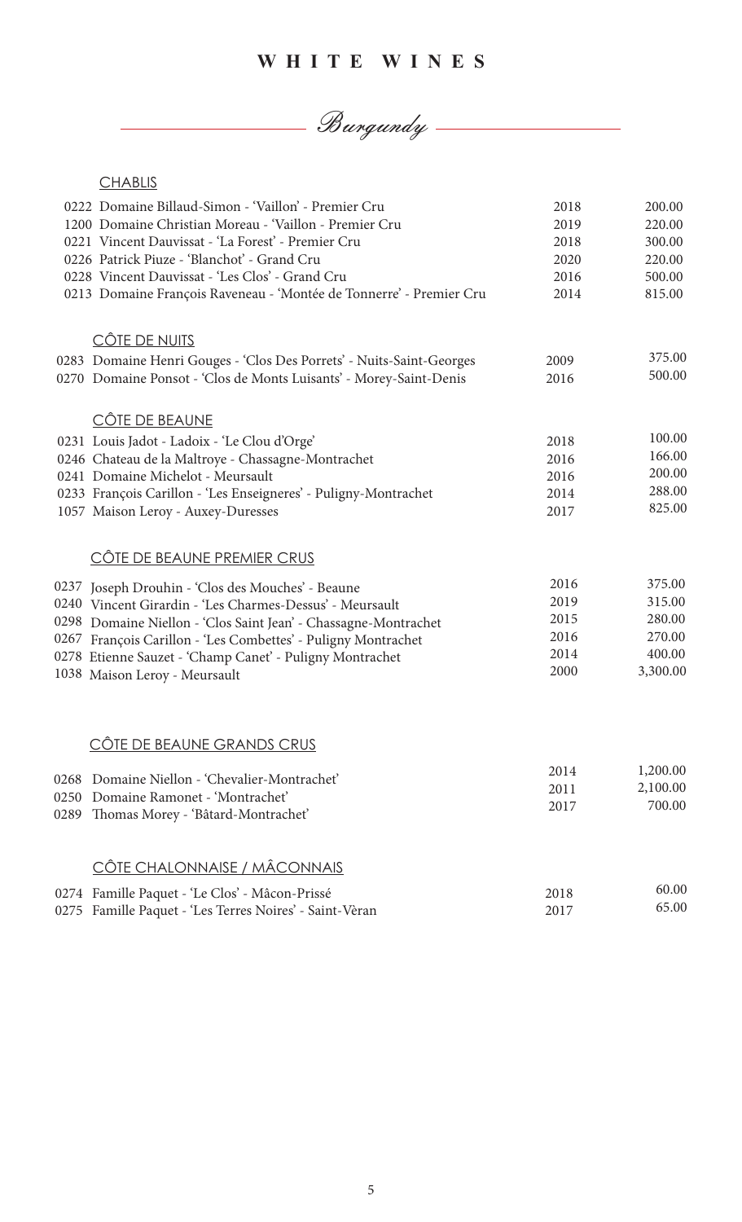# WHITE WINES

## *Burgundy*

### CHABLIS

| | | |
|---|---|---|
| 0222 Domaine Billaud-Simon - 'Vaillon' - Premier Cru | 2018 | 200.00 |
| 1200 Domaine Christian Moreau - 'Vaillon - Premier Cru | 2019 | 220.00 |
| 0221 Vincent Dauvissat - 'La Forest' - Premier Cru | 2018 | 300.00 |
| 0226 Patrick Piuze - 'Blanchot' - Grand Cru | 2020 | 220.00 |
| 0228 Vincent Dauvissat - 'Les Clos' - Grand Cru | 2016 | 500.00 |
| 0213 Domaine François Raveneau - 'Montée de Tonnerre' - Premier Cru | 2014 | 815.00 |

### CÔTE DE NUITS

| | | |
|---|---|---|
| 0283 Domaine Henri Gouges - 'Clos Des Porrets' - Nuits-Saint-Georges | 2009 | 375.00 |
| 0270 Domaine Ponsot - 'Clos de Monts Luisants' - Morey-Saint-Denis | 2016 | 500.00 |

### CÔTE DE BEAUNE

| | | |
|---|---|---|
| 0231 Louis Jadot - Ladoix - 'Le Clou d'Orge' | 2018 | 100.00 |
| 0246 Chateau de la Maltroye - Chassagne-Montrachet | 2016 | 166.00 |
| 0241 Domaine Michelot - Meursault | 2016 | 200.00 |
| 0233 François Carillon - 'Les Enseigneres' - Puligny-Montrachet | 2014 | 288.00 |
| 1057 Maison Leroy - Auxey-Duresses | 2017 | 825.00 |

### CÔTE DE BEAUNE PREMIER CRUS

| | | |
|---|---|---|
| 0237 Joseph Drouhin - 'Clos des Mouches' - Beaune | 2016 | 375.00 |
| 0240 Vincent Girardin - 'Les Charmes-Dessus' - Meursault | 2019 | 315.00 |
| 0298 Domaine Niellon - 'Clos Saint Jean' - Chassagne-Montrachet | 2015 | 280.00 |
| 0267 François Carillon - 'Les Combettes' - Puligny Montrachet | 2016 | 270.00 |
| 0278 Etienne Sauzet - 'Champ Canet' - Puligny Montrachet | 2014 | 400.00 |
| 1038 Maison Leroy - Meursault | 2000 | 3,300.00 |

### CÔTE DE BEAUNE GRANDS CRUS

| | | |
|---|---|---|
| 0268 Domaine Niellon - 'Chevalier-Montrachet' | 2014 | 1,200.00 |
| 0250 Domaine Ramonet - 'Montrachet' | 2011 | 2,100.00 |
| 0289 Thomas Morey - 'Bâtard-Montrachet' | 2017 | 700.00 |

### CÔTE CHALONNAISE / MÂCONNAIS

| | | |
|---|---|---|
| 0274 Famille Paquet - 'Le Clos' - Mâcon-Prissé | 2018 | 60.00 |
| 0275 Famille Paquet - 'Les Terres Noires' - Saint-Vèran | 2017 | 65.00 |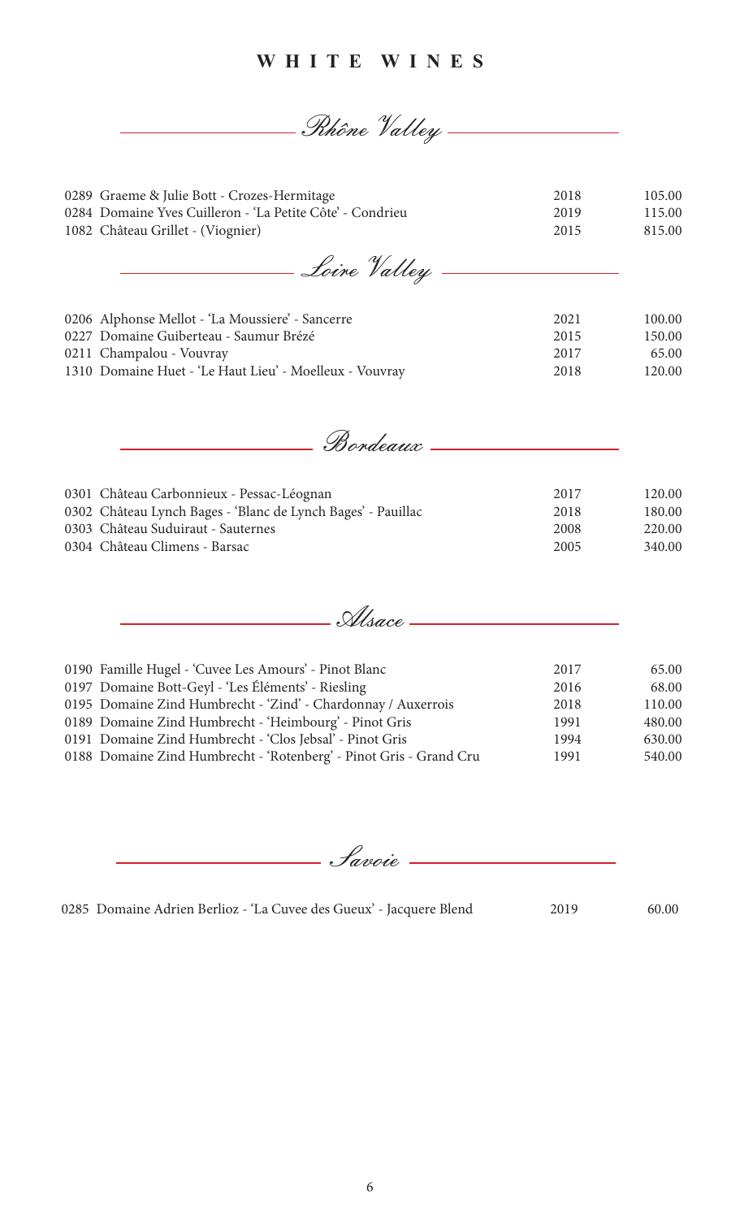# WHITE WINES

## *Rhône Valley*

| | | |
|---|---|---|
| 0289 Graeme & Julie Bott - Crozes-Hermitage | 2018 | 105.00 |
| 0284 Domaine Yves Cuilleron - 'La Petite Côte' - Condrieu | 2019 | 115.00 |
| 1082 Château Grillet - (Viognier) | 2015 | 815.00 |

## *Loire Valley*

| | | |
|---|---|---|
| 0206 Alphonse Mellot - 'La Moussiere' - Sancerre | 2021 | 100.00 |
| 0227 Domaine Guiberteau - Saumur Brézé | 2015 | 150.00 |
| 0211 Champalou - Vouvray | 2017 | 65.00 |
| 1310 Domaine Huet - 'Le Haut Lieu' - Moelleux - Vouvray | 2018 | 120.00 |

## *Bordeaux*

| | | |
|---|---|---|
| 0301 Château Carbonnieux - Pessac-Léognan | 2017 | 120.00 |
| 0302 Château Lynch Bages - 'Blanc de Lynch Bages' - Pauillac | 2018 | 180.00 |
| 0303 Château Suduiraut - Sauternes | 2008 | 220.00 |
| 0304 Château Climens - Barsac | 2005 | 340.00 |

## *Alsace*

| | | |
|---|---|---|
| 0190 Famille Hugel - 'Cuvee Les Amours' - Pinot Blanc | 2017 | 65.00 |
| 0197 Domaine Bott-Geyl - 'Les Éléments' - Riesling | 2016 | 68.00 |
| 0195 Domaine Zind Humbrecht - 'Zind' - Chardonnay / Auxerrois | 2018 | 110.00 |
| 0189 Domaine Zind Humbrecht - 'Heimbourg' - Pinot Gris | 1991 | 480.00 |
| 0191 Domaine Zind Humbrecht - 'Clos Jebsal' - Pinot Gris | 1994 | 630.00 |
| 0188 Domaine Zind Humbrecht - 'Rotenberg' - Pinot Gris - Grand Cru | 1991 | 540.00 |

## *Savoie*

| | | |
|---|---|---|
| 0285 Domaine Adrien Berlioz - 'La Cuvee des Gueux' - Jacquere Blend | 2019 | 60.00 |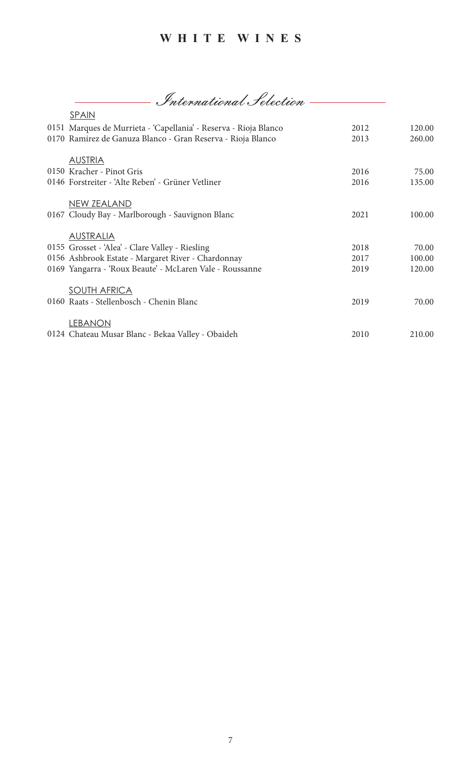# WHITE WINES

## *International Selection*

### SPAIN

| | | |
|---|---|---|
| 0151 Marques de Murrieta - 'Capellania' - Reserva - Rioja Blanco | 2012 | 120.00 |
| 0170 Ramirez de Ganuza Blanco - Gran Reserva - Rioja Blanco | 2013 | 260.00 |

### AUSTRIA

| | | |
|---|---|---|
| 0150 Kracher - Pinot Gris | 2016 | 75.00 |
| 0146 Forstreiter - 'Alte Reben' - Grüner Vetliner | 2016 | 135.00 |

### NEW ZEALAND

| | | |
|---|---|---|
| 0167 Cloudy Bay - Marlborough - Sauvignon Blanc | 2021 | 100.00 |

### AUSTRALIA

| | | |
|---|---|---|
| 0155 Grosset - 'Alea' - Clare Valley - Riesling | 2018 | 70.00 |
| 0156 Ashbrook Estate - Margaret River - Chardonnay | 2017 | 100.00 |
| 0169 Yangarra - 'Roux Beaute' - McLaren Vale - Roussanne | 2019 | 120.00 |

### SOUTH AFRICA

| | | |
|---|---|---|
| 0160 Raats - Stellenbosch - Chenin Blanc | 2019 | 70.00 |

### LEBANON

| | | |
|---|---|---|
| 0124 Chateau Musar Blanc - Bekaa Valley - Obaideh | 2010 | 210.00 |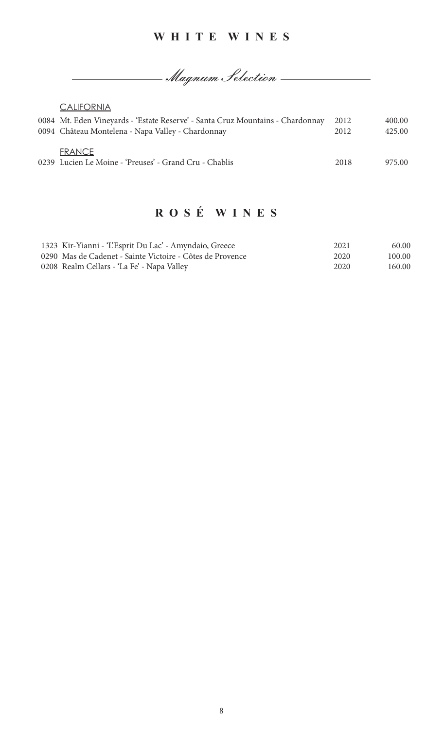# WHITE WINES

## *Magnum Selection*

### CALIFORNIA

| | | | |
|---|---|---|---|
| 0084 | Mt. Eden Vineyards - 'Estate Reserve' - Santa Cruz Mountains - Chardonnay | 2012 | 400.00 |
| 0094 | Château Montelena - Napa Valley - Chardonnay | 2012 | 425.00 |

### FRANCE

| | | | |
|---|---|---|---|
| 0239 | Lucien Le Moine - 'Preuses' - Grand Cru - Chablis | 2018 | 975.00 |

# ROSÉ WINES

| | | | |
|---|---|---|---|
| 1323 | Kir-Yianni - 'L'Esprit Du Lac' - Amyndaio, Greece | 2021 | 60.00 |
| 0290 | Mas de Cadenet - Sainte Victoire - Côtes de Provence | 2020 | 100.00 |
| 0208 | Realm Cellars - 'La Fe' - Napa Valley | 2020 | 160.00 |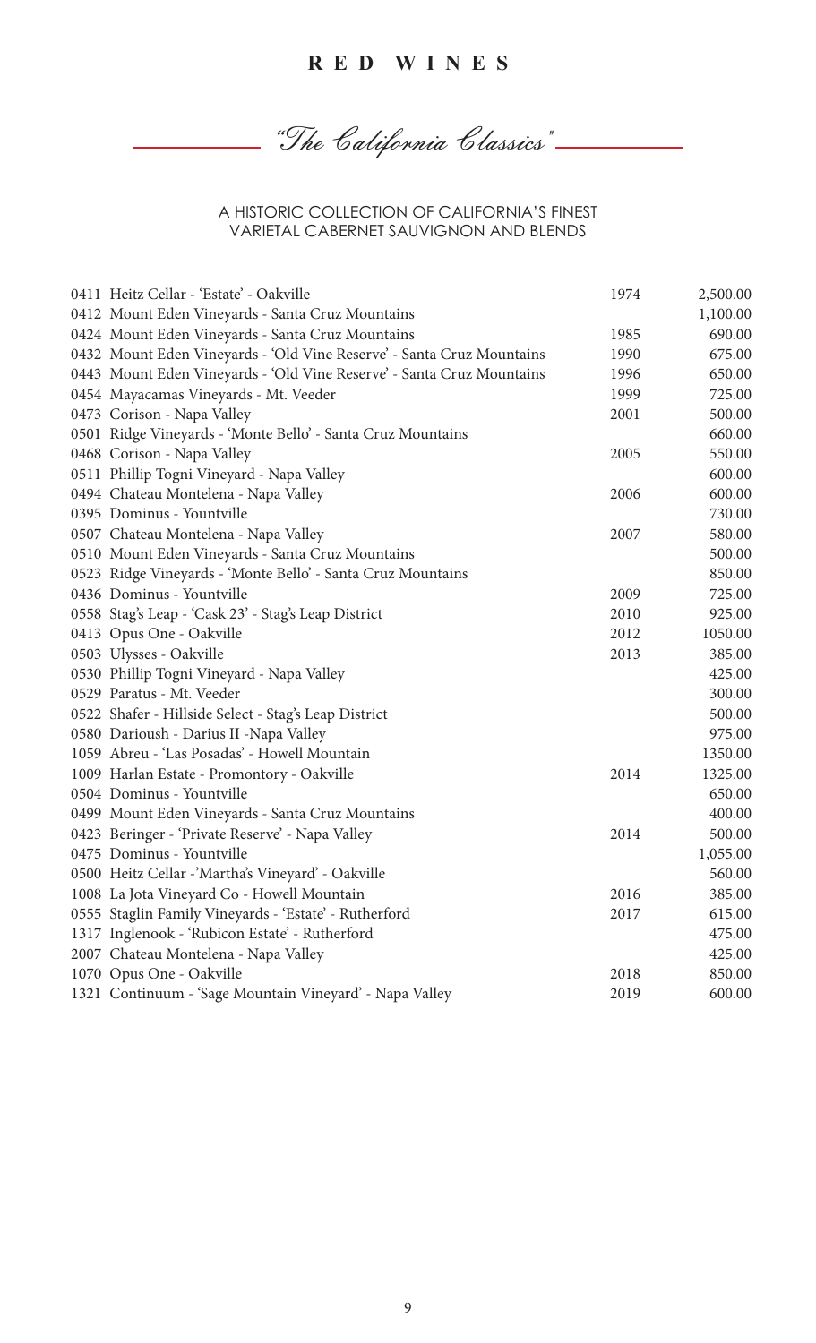# RED WINES

## *"The California Classics"*

A HISTORIC COLLECTION OF CALIFORNIA'S FINEST VARIETAL CABERNET SAUVIGNON AND BLENDS

| | | |
|---|---|---|
| 0411 Heitz Cellar - 'Estate' - Oakville | 1974 | 2,500.00 |
| 0412 Mount Eden Vineyards - Santa Cruz Mountains | | 1,100.00 |
| 0424 Mount Eden Vineyards - Santa Cruz Mountains | 1985 | 690.00 |
| 0432 Mount Eden Vineyards - 'Old Vine Reserve' - Santa Cruz Mountains | 1990 | 675.00 |
| 0443 Mount Eden Vineyards - 'Old Vine Reserve' - Santa Cruz Mountains | 1996 | 650.00 |
| 0454 Mayacamas Vineyards - Mt. Veeder | 1999 | 725.00 |
| 0473 Corison - Napa Valley | 2001 | 500.00 |
| 0501 Ridge Vineyards - 'Monte Bello' - Santa Cruz Mountains | | 660.00 |
| 0468 Corison - Napa Valley | 2005 | 550.00 |
| 0511 Phillip Togni Vineyard - Napa Valley | | 600.00 |
| 0494 Chateau Montelena - Napa Valley | 2006 | 600.00 |
| 0395 Dominus - Yountville | | 730.00 |
| 0507 Chateau Montelena - Napa Valley | 2007 | 580.00 |
| 0510 Mount Eden Vineyards - Santa Cruz Mountains | | 500.00 |
| 0523 Ridge Vineyards - 'Monte Bello' - Santa Cruz Mountains | | 850.00 |
| 0436 Dominus - Yountville | 2009 | 725.00 |
| 0558 Stag's Leap - 'Cask 23' - Stag's Leap District | 2010 | 925.00 |
| 0413 Opus One - Oakville | 2012 | 1050.00 |
| 0503 Ulysses - Oakville | 2013 | 385.00 |
| 0530 Phillip Togni Vineyard - Napa Valley | | 425.00 |
| 0529 Paratus - Mt. Veeder | | 300.00 |
| 0522 Shafer - Hillside Select - Stag's Leap District | | 500.00 |
| 0580 Darioush - Darius II -Napa Valley | | 975.00 |
| 1059 Abreu - 'Las Posadas' - Howell Mountain | | 1350.00 |
| 1009 Harlan Estate - Promontory - Oakville | 2014 | 1325.00 |
| 0504 Dominus - Yountville | | 650.00 |
| 0499 Mount Eden Vineyards - Santa Cruz Mountains | | 400.00 |
| 0423 Beringer - 'Private Reserve' - Napa Valley | 2014 | 500.00 |
| 0475 Dominus - Yountville | | 1,055.00 |
| 0500 Heitz Cellar -'Martha's Vineyard' - Oakville | | 560.00 |
| 1008 La Jota Vineyard Co - Howell Mountain | 2016 | 385.00 |
| 0555 Staglin Family Vineyards - 'Estate' - Rutherford | 2017 | 615.00 |
| 1317 Inglenook - 'Rubicon Estate' - Rutherford | | 475.00 |
| 2007 Chateau Montelena - Napa Valley | | 425.00 |
| 1070 Opus One - Oakville | 2018 | 850.00 |
| 1321 Continuum - 'Sage Mountain Vineyard' - Napa Valley | 2019 | 600.00 |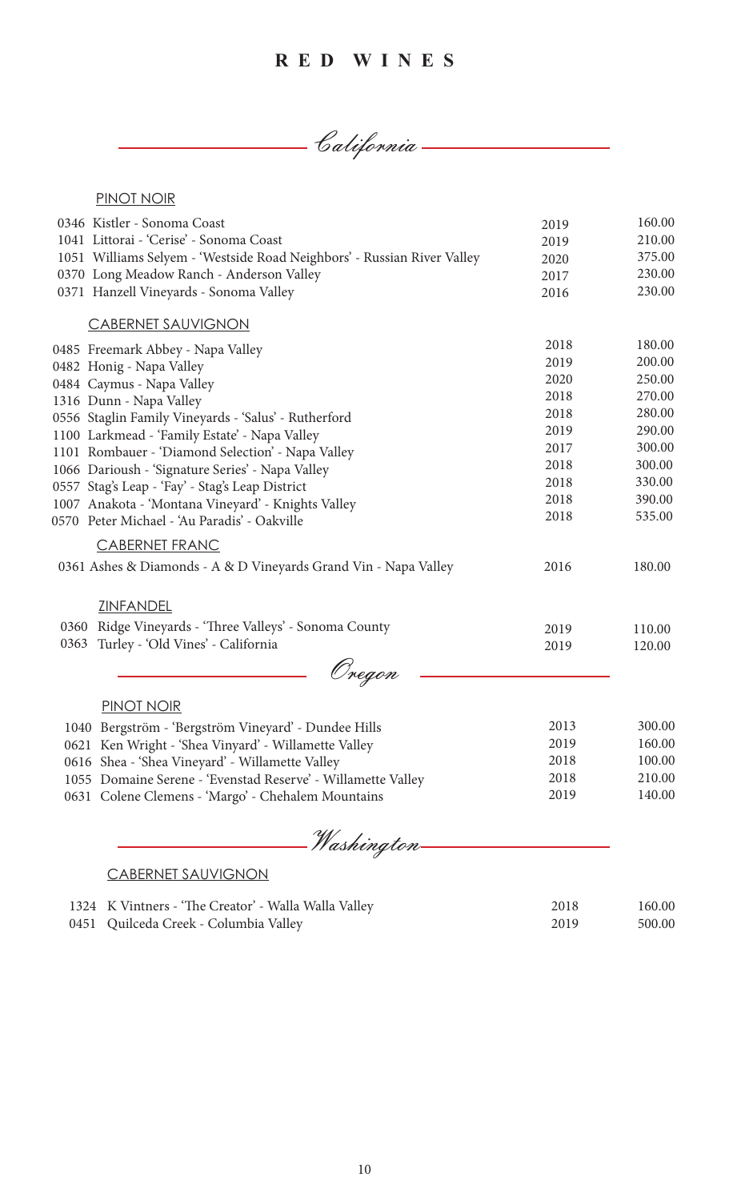# RED WINES

## California

### PINOT NOIR

| | | |
|---|---|---|
| 0346 Kistler - Sonoma Coast | 2019 | 160.00 |
| 1041 Littorai - 'Cerise' - Sonoma Coast | 2019 | 210.00 |
| 1051 Williams Selyem - 'Westside Road Neighbors' - Russian River Valley | 2020 | 375.00 |
| 0370 Long Meadow Ranch - Anderson Valley | 2017 | 230.00 |
| 0371 Hanzell Vineyards - Sonoma Valley | 2016 | 230.00 |

### CABERNET SAUVIGNON

| | | |
|---|---|---|
| 0485 Freemark Abbey - Napa Valley | 2018 | 180.00 |
| 0482 Honig - Napa Valley | 2019 | 200.00 |
| 0484 Caymus - Napa Valley | 2020 | 250.00 |
| 1316 Dunn - Napa Valley | 2018 | 270.00 |
| 0556 Staglin Family Vineyards - 'Salus' - Rutherford | 2018 | 280.00 |
| 1100 Larkmead - 'Family Estate' - Napa Valley | 2019 | 290.00 |
| 1101 Rombauer - 'Diamond Selection' - Napa Valley | 2017 | 300.00 |
| 1066 Darioush - 'Signature Series' - Napa Valley | 2018 | 300.00 |
| 0557 Stag's Leap - 'Fay' - Stag's Leap District | 2018 | 330.00 |
| 1007 Anakota - 'Montana Vineyard' - Knights Valley | 2018 | 390.00 |
| 0570 Peter Michael - 'Au Paradis' - Oakville | 2018 | 535.00 |

### CABERNET FRANC

| | | |
|---|---|---|
| 0361 Ashes & Diamonds - A & D Vineyards Grand Vin - Napa Valley | 2016 | 180.00 |

### ZINFANDEL

| | | |
|---|---|---|
| 0360 Ridge Vineyards - 'Three Valleys' - Sonoma County | 2019 | 110.00 |
| 0363 Turley - 'Old Vines' - California | 2019 | 120.00 |

## Oregon

### PINOT NOIR

| | | |
|---|---|---|
| 1040 Bergström - 'Bergström Vineyard' - Dundee Hills | 2013 | 300.00 |
| 0621 Ken Wright - 'Shea Vinyard' - Willamette Valley | 2019 | 160.00 |
| 0616 Shea - 'Shea Vineyard' - Willamette Valley | 2018 | 100.00 |
| 1055 Domaine Serene - 'Evenstad Reserve' - Willamette Valley | 2018 | 210.00 |
| 0631 Colene Clemens - 'Margo' - Chehalem Mountains | 2019 | 140.00 |

## Washington

### CABERNET SAUVIGNON

| | | |
|---|---|---|
| 1324 K Vintners - 'The Creator' - Walla Walla Valley | 2018 | 160.00 |
| 0451 Quilceda Creek - Columbia Valley | 2019 | 500.00 |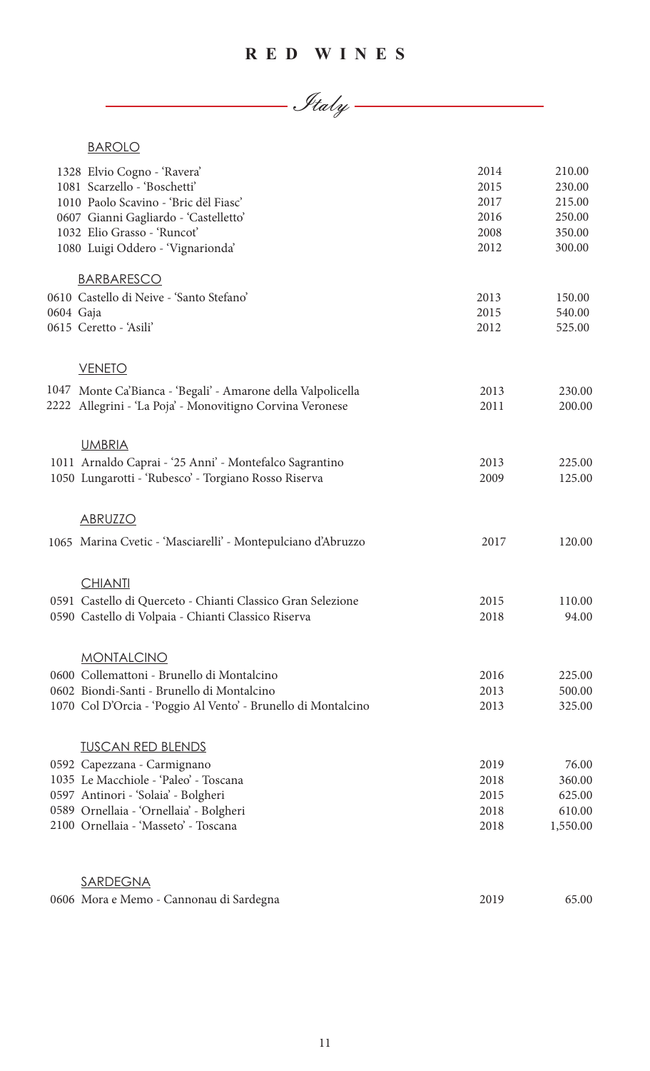# RED WINES

## *Italy*

### BAROLO

| | | |
|---|---|---|
| 1328 Elvio Cogno - 'Ravera' | 2014 | 210.00 |
| 1081 Scarzello - 'Boschetti' | 2015 | 230.00 |
| 1010 Paolo Scavino - 'Bric dël Fiasc' | 2017 | 215.00 |
| 0607 Gianni Gagliardo - 'Castelletto' | 2016 | 250.00 |
| 1032 Elio Grasso - 'Runcot' | 2008 | 350.00 |
| 1080 Luigi Oddero - 'Vignarionda' | 2012 | 300.00 |

### BARBARESCO

| | | |
|---|---|---|
| 0610 Castello di Neive - 'Santo Stefano' | 2013 | 150.00 |
| 0604 Gaja | 2015 | 540.00 |
| 0615 Ceretto - 'Asili' | 2012 | 525.00 |

### VENETO

| | | |
|---|---|---|
| 1047 Monte Ca'Bianca - 'Begali' - Amarone della Valpolicella | 2013 | 230.00 |
| 2222 Allegrini - 'La Poja' - Monovitigno Corvina Veronese | 2011 | 200.00 |

### UMBRIA

| | | |
|---|---|---|
| 1011 Arnaldo Caprai - '25 Anni' - Montefalco Sagrantino | 2013 | 225.00 |
| 1050 Lungarotti - 'Rubesco' - Torgiano Rosso Riserva | 2009 | 125.00 |

### ABRUZZO

| | | |
|---|---|---|
| 1065 Marina Cvetic - 'Masciarelli' - Montepulciano d'Abruzzo | 2017 | 120.00 |

### CHIANTI

| | | |
|---|---|---|
| 0591 Castello di Querceto - Chianti Classico Gran Selezione | 2015 | 110.00 |
| 0590 Castello di Volpaia - Chianti Classico Riserva | 2018 | 94.00 |

### MONTALCINO

| | | |
|---|---|---|
| 0600 Collemattoni - Brunello di Montalcino | 2016 | 225.00 |
| 0602 Biondi-Santi - Brunello di Montalcino | 2013 | 500.00 |
| 1070 Col D'Orcia - 'Poggio Al Vento' - Brunello di Montalcino | 2013 | 325.00 |

### TUSCAN RED BLENDS

| | | |
|---|---|---|
| 0592 Capezzana - Carmignano | 2019 | 76.00 |
| 1035 Le Macchiole - 'Paleo' - Toscana | 2018 | 360.00 |
| 0597 Antinori - 'Solaia' - Bolgheri | 2015 | 625.00 |
| 0589 Ornellaia - 'Ornellaia' - Bolgheri | 2018 | 610.00 |
| 2100 Ornellaia - 'Masseto' - Toscana | 2018 | 1,550.00 |

### SARDEGNA

| | | |
|---|---|---|
| 0606 Mora e Memo - Cannonau di Sardegna | 2019 | 65.00 |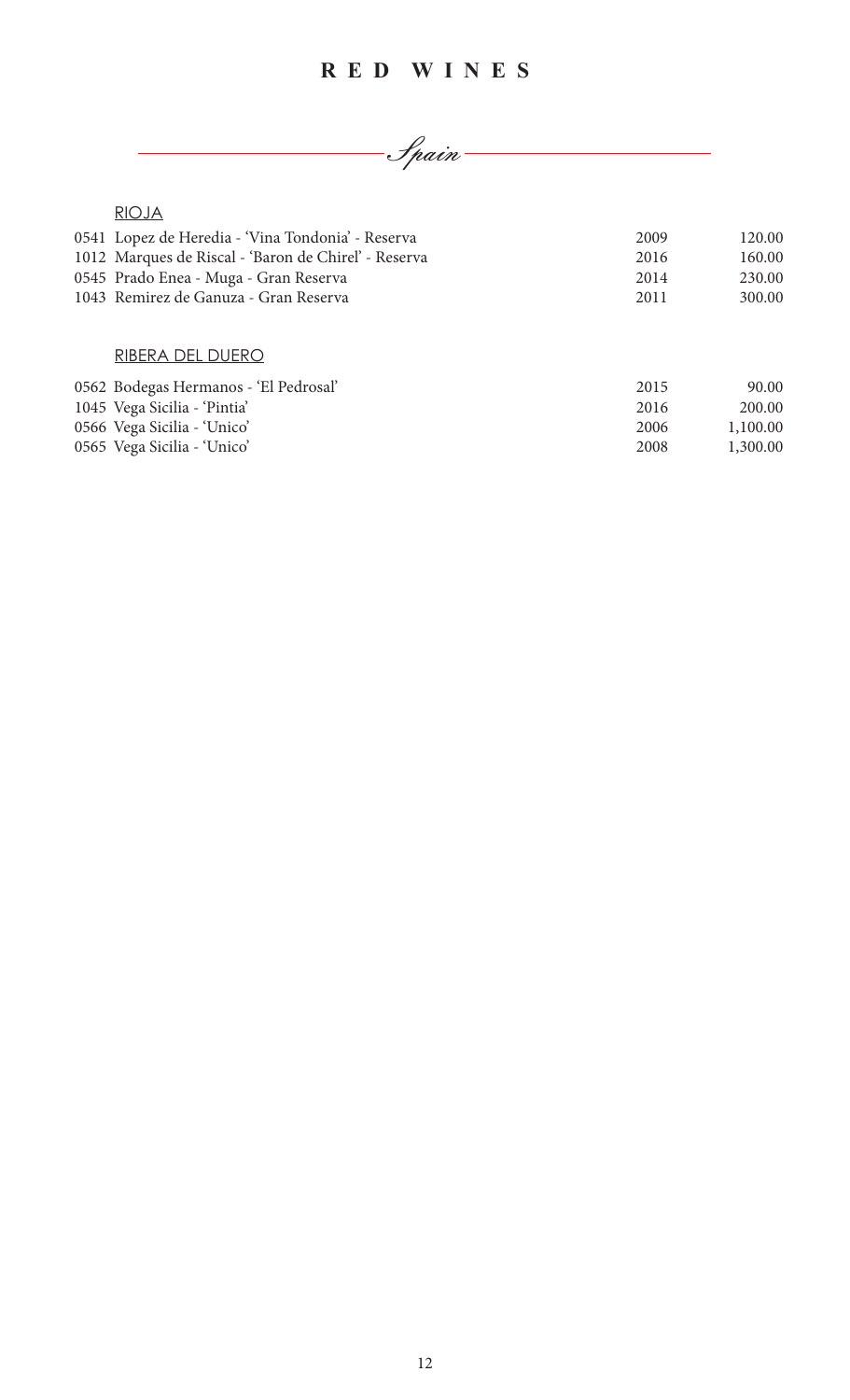# RED WINES

## *Spain*

### RIOJA

| | | |
|---|---|---|
| 0541 Lopez de Heredia - 'Vina Tondonia' - Reserva | 2009 | 120.00 |
| 1012 Marques de Riscal - 'Baron de Chirel' - Reserva | 2016 | 160.00 |
| 0545 Prado Enea - Muga - Gran Reserva | 2014 | 230.00 |
| 1043 Remirez de Ganuza - Gran Reserva | 2011 | 300.00 |

### RIBERA DEL DUERO

| | | |
|---|---|---|
| 0562 Bodegas Hermanos - 'El Pedrosal' | 2015 | 90.00 |
| 1045 Vega Sicilia - 'Pintia' | 2016 | 200.00 |
| 0566 Vega Sicilia - 'Unico' | 2006 | 1,100.00 |
| 0565 Vega Sicilia - 'Unico' | 2008 | 1,300.00 |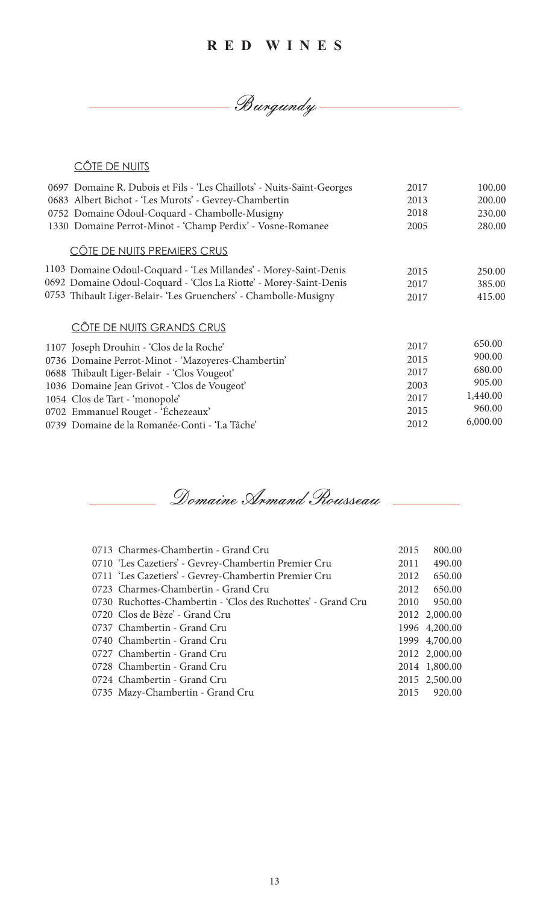# RED WINES

## Burgundy

### CÔTE DE NUITS

| | | |
|---|---|---|
| 0697 Domaine R. Dubois et Fils - 'Les Chaillots' - Nuits-Saint-Georges | 2017 | 100.00 |
| 0683 Albert Bichot - 'Les Murots' - Gevrey-Chambertin | 2013 | 200.00 |
| 0752 Domaine Odoul-Coquard - Chambolle-Musigny | 2018 | 230.00 |
| 1330 Domaine Perrot-Minot - 'Champ Perdix' - Vosne-Romanee | 2005 | 280.00 |

### CÔTE DE NUITS PREMIERS CRUS

| | | |
|---|---|---|
| 1103 Domaine Odoul-Coquard - 'Les Millandes' - Morey-Saint-Denis | 2015 | 250.00 |
| 0692 Domaine Odoul-Coquard - 'Clos La Riotte' - Morey-Saint-Denis | 2017 | 385.00 |
| 0753 Thibault Liger-Belair- 'Les Gruenchers' - Chambolle-Musigny | 2017 | 415.00 |

### CÔTE DE NUITS GRANDS CRUS

| | | |
|---|---|---|
| 1107 Joseph Drouhin - 'Clos de la Roche' | 2017 | 650.00 |
| 0736 Domaine Perrot-Minot - 'Mazoyeres-Chambertin' | 2015 | 900.00 |
| 0688 Thibault Liger-Belair - 'Clos Vougeot' | 2017 | 680.00 |
| 1036 Domaine Jean Grivot - 'Clos de Vougeot' | 2003 | 905.00 |
| 1054 Clos de Tart - 'monopole' | 2017 | 1,440.00 |
| 0702 Emmanuel Rouget - 'Échezeaux' | 2015 | 960.00 |
| 0739 Domaine de la Romanée-Conti - 'La Tâche' | 2012 | 6,000.00 |

## Domaine Armand Rousseau

| | | |
|---|---|---|
| 0713 Charmes-Chambertin - Grand Cru | 2015 | 800.00 |
| 0710 'Les Cazetiers' - Gevrey-Chambertin Premier Cru | 2011 | 490.00 |
| 0711 'Les Cazetiers' - Gevrey-Chambertin Premier Cru | 2012 | 650.00 |
| 0723 Charmes-Chambertin - Grand Cru | 2012 | 650.00 |
| 0730 Ruchottes-Chambertin - 'Clos des Ruchottes' - Grand Cru | 2010 | 950.00 |
| 0720 Clos de Bèze' - Grand Cru | 2012 | 2,000.00 |
| 0737 Chambertin - Grand Cru | 1996 | 4,200.00 |
| 0740 Chambertin - Grand Cru | 1999 | 4,700.00 |
| 0727 Chambertin - Grand Cru | 2012 | 2,000.00 |
| 0728 Chambertin - Grand Cru | 2014 | 1,800.00 |
| 0724 Chambertin - Grand Cru | 2015 | 2,500.00 |
| 0735 Mazy-Chambertin - Grand Cru | 2015 | 920.00 |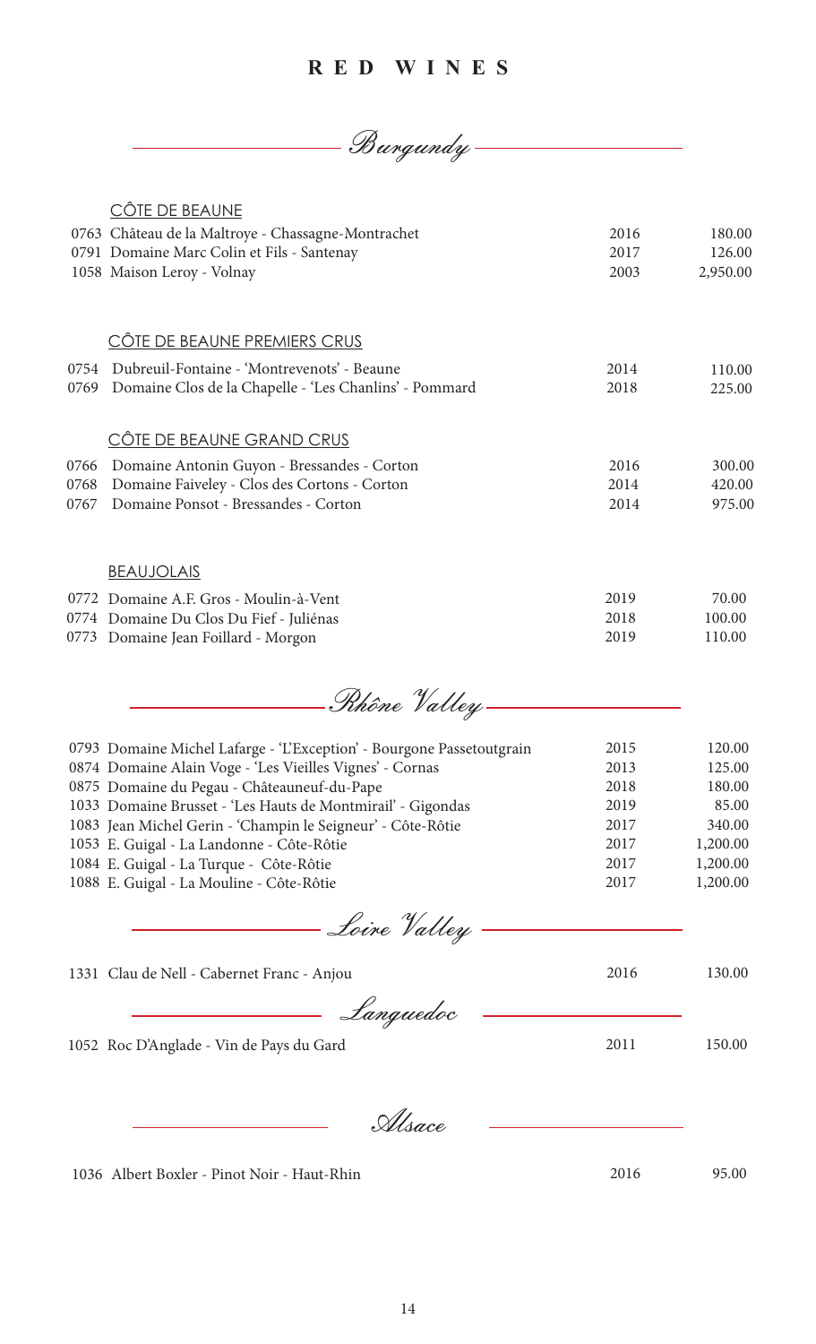# RED WINES

## Burgundy

### CÔTE DE BEAUNE

| | | |
|---|---|---|
| 0763 Château de la Maltroye - Chassagne-Montrachet | 2016 | 180.00 |
| 0791 Domaine Marc Colin et Fils - Santenay | 2017 | 126.00 |
| 1058 Maison Leroy - Volnay | 2003 | 2,950.00 |

### CÔTE DE BEAUNE PREMIERS CRUS

| | | |
|---|---|---|
| 0754 Dubreuil-Fontaine - 'Montrevenots' - Beaune | 2014 | 110.00 |
| 0769 Domaine Clos de la Chapelle - 'Les Chanlins' - Pommard | 2018 | 225.00 |

### CÔTE DE BEAUNE GRAND CRUS

| | | |
|---|---|---|
| 0766 Domaine Antonin Guyon - Bressandes - Corton | 2016 | 300.00 |
| 0768 Domaine Faiveley - Clos des Cortons - Corton | 2014 | 420.00 |
| 0767 Domaine Ponsot - Bressandes - Corton | 2014 | 975.00 |

### BEAUJOLAIS

| | | |
|---|---|---|
| 0772 Domaine A.F. Gros - Moulin-à-Vent | 2019 | 70.00 |
| 0774 Domaine Du Clos Du Fief - Juliénas | 2018 | 100.00 |
| 0773 Domaine Jean Foillard - Morgon | 2019 | 110.00 |

## Rhône Valley

| | | |
|---|---|---|
| 0793 Domaine Michel Lafarge - 'L'Exception' - Bourgone Passetoutgrain | 2015 | 120.00 |
| 0874 Domaine Alain Voge - 'Les Vieilles Vignes' - Cornas | 2013 | 125.00 |
| 0875 Domaine du Pegau - Châteauneuf-du-Pape | 2018 | 180.00 |
| 1033 Domaine Brusset - 'Les Hauts de Montmirail' - Gigondas | 2019 | 85.00 |
| 1083 Jean Michel Gerin - 'Champin le Seigneur' - Côte-Rôtie | 2017 | 340.00 |
| 1053 E. Guigal - La Landonne - Côte-Rôtie | 2017 | 1,200.00 |
| 1084 E. Guigal - La Turque - Côte-Rôtie | 2017 | 1,200.00 |
| 1088 E. Guigal - La Mouline - Côte-Rôtie | 2017 | 1,200.00 |

## Loire Valley

| | | |
|---|---|---|
| 1331 Clau de Nell - Cabernet Franc - Anjou | 2016 | 130.00 |

## Languedoc

| | | |
|---|---|---|
| 1052 Roc D'Anglade - Vin de Pays du Gard | 2011 | 150.00 |

## Alsace

| | | |
|---|---|---|
| 1036 Albert Boxler - Pinot Noir - Haut-Rhin | 2016 | 95.00 |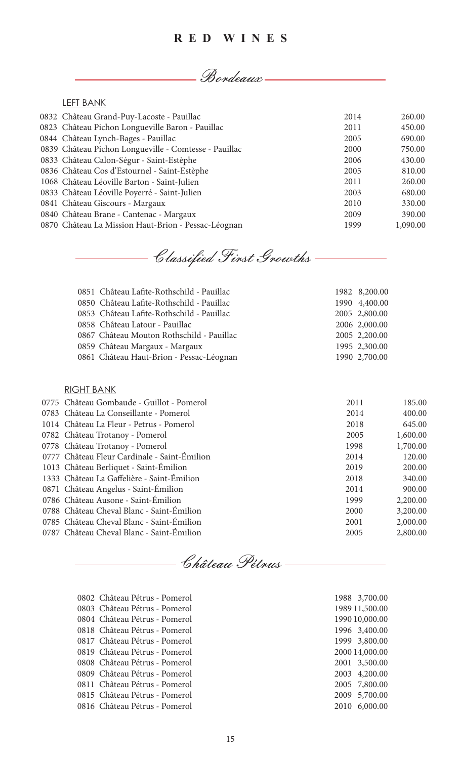# RED WINES

## Bordeaux

### LEFT BANK

| | | |
|---|---|---|
| 0832 Château Grand-Puy-Lacoste - Pauillac | 2014 | 260.00 |
| 0823 Château Pichon Longueville Baron - Pauillac | 2011 | 450.00 |
| 0844 Château Lynch-Bages - Pauillac | 2005 | 690.00 |
| 0839 Château Pichon Longueville - Comtesse - Pauillac | 2000 | 750.00 |
| 0833 Château Calon-Ségur - Saint-Estèphe | 2006 | 430.00 |
| 0836 Château Cos d'Estournel - Saint-Estèphe | 2005 | 810.00 |
| 1068 Château Léoville Barton - Saint-Julien | 2011 | 260.00 |
| 0833 Château Léoville Poyerré - Saint-Julien | 2003 | 680.00 |
| 0841 Château Giscours - Margaux | 2010 | 330.00 |
| 0840 Château Brane - Cantenac - Margaux | 2009 | 390.00 |
| 0870 Château La Mission Haut-Brion - Pessac-Léognan | 1999 | 1,090.00 |

## Classified First Growths

| | | |
|---|---|---|
| 0851 Château Lafite-Rothschild - Pauillac | 1982 | 8,200.00 |
| 0850 Château Lafite-Rothschild - Pauillac | 1990 | 4,400.00 |
| 0853 Château Lafite-Rothschild - Pauillac | 2005 | 2,800.00 |
| 0858 Château Latour - Pauillac | 2006 | 2,000.00 |
| 0867 Château Mouton Rothschild - Pauillac | 2005 | 2,200.00 |
| 0859 Château Margaux - Margaux | 1995 | 2,300.00 |
| 0861 Château Haut-Brion - Pessac-Léognan | 1990 | 2,700.00 |

### RIGHT BANK

| | | |
|---|---|---|
| 0775 Château Gombaude - Guillot - Pomerol | 2011 | 185.00 |
| 0783 Château La Conseillante - Pomerol | 2014 | 400.00 |
| 1014 Château La Fleur - Petrus - Pomerol | 2018 | 645.00 |
| 0782 Château Trotanoy - Pomerol | 2005 | 1,600.00 |
| 0778 Château Trotanoy - Pomerol | 1998 | 1,700.00 |
| 0777 Château Fleur Cardinale - Saint-Émilion | 2014 | 120.00 |
| 1013 Château Berliquet - Saint-Émilion | 2019 | 200.00 |
| 1333 Château La Gaffelière - Saint-Émilion | 2018 | 340.00 |
| 0871 Château Angelus - Saint-Émilion | 2014 | 900.00 |
| 0786 Château Ausone - Saint-Émilion | 1999 | 2,200.00 |
| 0788 Château Cheval Blanc - Saint-Émilion | 2000 | 3,200.00 |
| 0785 Château Cheval Blanc - Saint-Émilion | 2001 | 2,000.00 |
| 0787 Château Cheval Blanc - Saint-Émilion | 2005 | 2,800.00 |

## Château Pétrus

| | | |
|---|---|---|
| 0802 Château Pétrus - Pomerol | 1988 | 3,700.00 |
| 0803 Château Pétrus - Pomerol | 1989 | 11,500.00 |
| 0804 Château Pétrus - Pomerol | 1990 | 10,000.00 |
| 0818 Château Pétrus - Pomerol | 1996 | 3,400.00 |
| 0817 Château Pétrus - Pomerol | 1999 | 3,800.00 |
| 0819 Château Pétrus - Pomerol | 2000 | 14,000.00 |
| 0808 Château Pétrus - Pomerol | 2001 | 3,500.00 |
| 0809 Château Pétrus - Pomerol | 2003 | 4,200.00 |
| 0811 Château Pétrus - Pomerol | 2005 | 7,800.00 |
| 0815 Château Pétrus - Pomerol | 2009 | 5,700.00 |
| 0816 Château Pétrus - Pomerol | 2010 | 6,000.00 |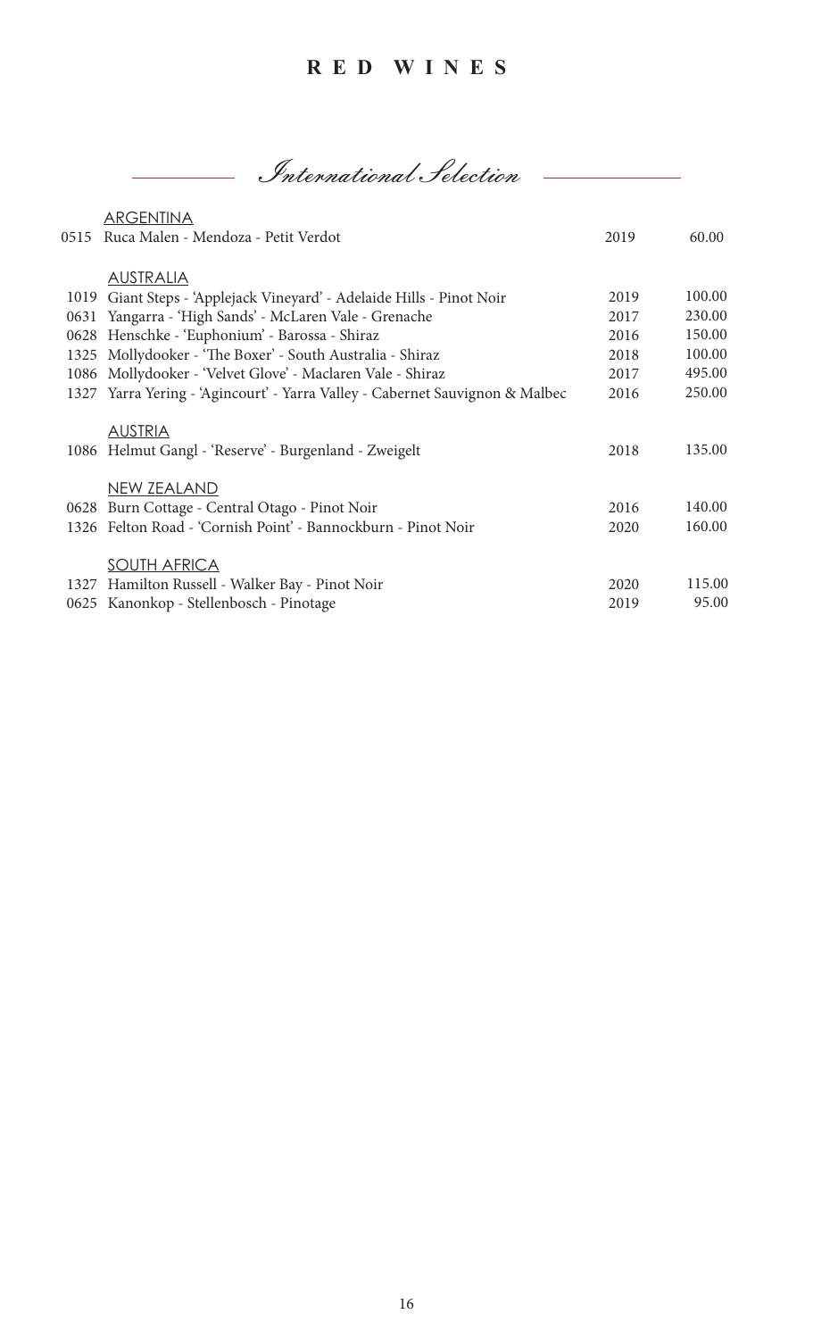# RED WINES

## *International Selection*

| | | | |
|---|---|---|---|
| | <u>ARGENTINA</u> | | |
| 0515 | Ruca Malen - Mendoza - Petit Verdot | 2019 | 60.00 |
| | <u>AUSTRALIA</u> | | |
| 1019 | Giant Steps - 'Applejack Vineyard' - Adelaide Hills - Pinot Noir | 2019 | 100.00 |
| 0631 | Yangarra - 'High Sands' - McLaren Vale - Grenache | 2017 | 230.00 |
| 0628 | Henschke - 'Euphonium' - Barossa - Shiraz | 2016 | 150.00 |
| 1325 | Mollydooker - 'The Boxer' - South Australia - Shiraz | 2018 | 100.00 |
| 1086 | Mollydooker - 'Velvet Glove' - Maclaren Vale - Shiraz | 2017 | 495.00 |
| 1327 | Yarra Yering - 'Agincourt' - Yarra Valley - Cabernet Sauvignon & Malbec | 2016 | 250.00 |
| | <u>AUSTRIA</u> | | |
| 1086 | Helmut Gangl - 'Reserve' - Burgenland - Zweigelt | 2018 | 135.00 |
| | <u>NEW ZEALAND</u> | | |
| 0628 | Burn Cottage - Central Otago - Pinot Noir | 2016 | 140.00 |
| 1326 | Felton Road - 'Cornish Point' - Bannockburn - Pinot Noir | 2020 | 160.00 |
| | <u>SOUTH AFRICA</u> | | |
| 1327 | Hamilton Russell - Walker Bay - Pinot Noir | 2020 | 115.00 |
| 0625 | Kanonkop - Stellenbosch - Pinotage | 2019 | 95.00 |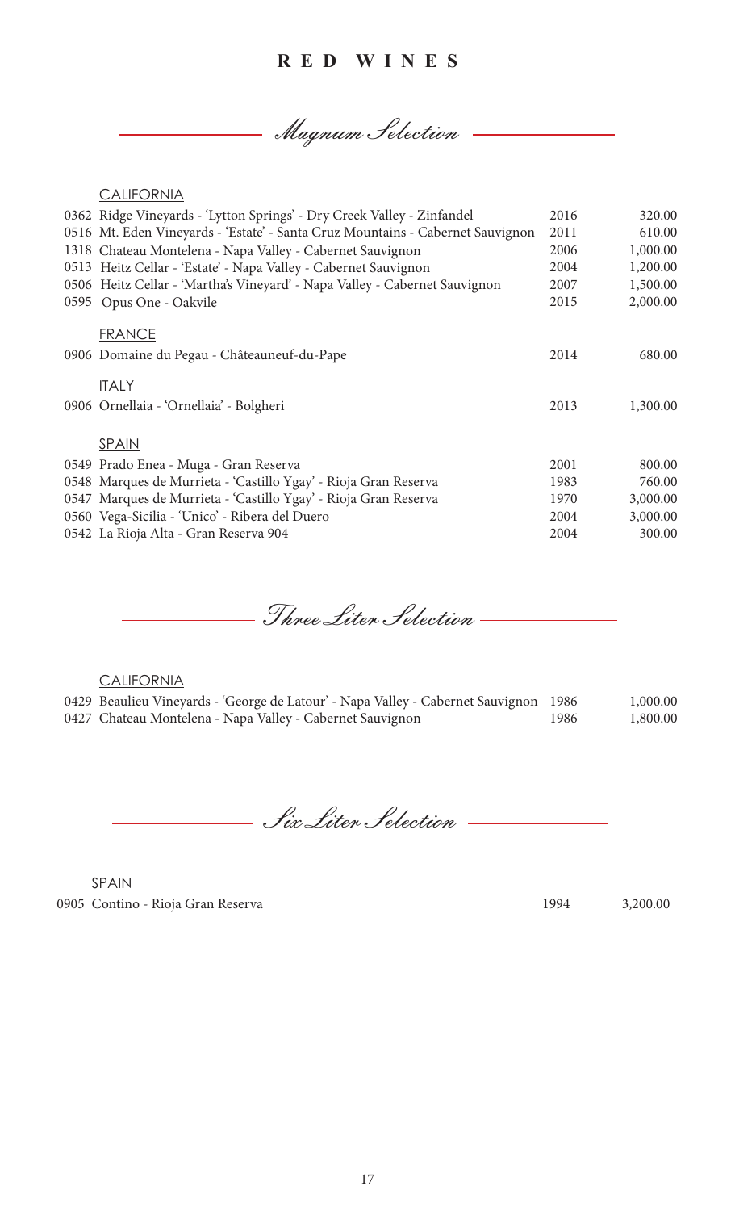# RED WINES

## *Magnum Selection*

### CALIFORNIA

| | | |
|---|---|---|
| 0362 Ridge Vineyards - 'Lytton Springs' - Dry Creek Valley - Zinfandel | 2016 | 320.00 |
| 0516 Mt. Eden Vineyards - 'Estate' - Santa Cruz Mountains - Cabernet Sauvignon | 2011 | 610.00 |
| 1318 Chateau Montelena - Napa Valley - Cabernet Sauvignon | 2006 | 1,000.00 |
| 0513 Heitz Cellar - 'Estate' - Napa Valley - Cabernet Sauvignon | 2004 | 1,200.00 |
| 0506 Heitz Cellar - 'Martha's Vineyard' - Napa Valley - Cabernet Sauvignon | 2007 | 1,500.00 |
| 0595 Opus One - Oakvile | 2015 | 2,000.00 |

### FRANCE

| | | |
|---|---|---|
| 0906 Domaine du Pegau - Châteauneuf-du-Pape | 2014 | 680.00 |

### ITALY

| | | |
|---|---|---|
| 0906 Ornellaia - 'Ornellaia' - Bolgheri | 2013 | 1,300.00 |

### SPAIN

| | | |
|---|---|---|
| 0549 Prado Enea - Muga - Gran Reserva | 2001 | 800.00 |
| 0548 Marques de Murrieta - 'Castillo Ygay' - Rioja Gran Reserva | 1983 | 760.00 |
| 0547 Marques de Murrieta - 'Castillo Ygay' - Rioja Gran Reserva | 1970 | 3,000.00 |
| 0560 Vega-Sicilia - 'Unico' - Ribera del Duero | 2004 | 3,000.00 |
| 0542 La Rioja Alta - Gran Reserva 904 | 2004 | 300.00 |

## *Three Liter Selection*

### CALIFORNIA

| | | |
|---|---|---|
| 0429 Beaulieu Vineyards - 'George de Latour' - Napa Valley - Cabernet Sauvignon | 1986 | 1,000.00 |
| 0427 Chateau Montelena - Napa Valley - Cabernet Sauvignon | 1986 | 1,800.00 |

## *Six Liter Selection*

### SPAIN

| | | |
|---|---|---|
| 0905 Contino - Rioja Gran Reserva | 1994 | 3,200.00 |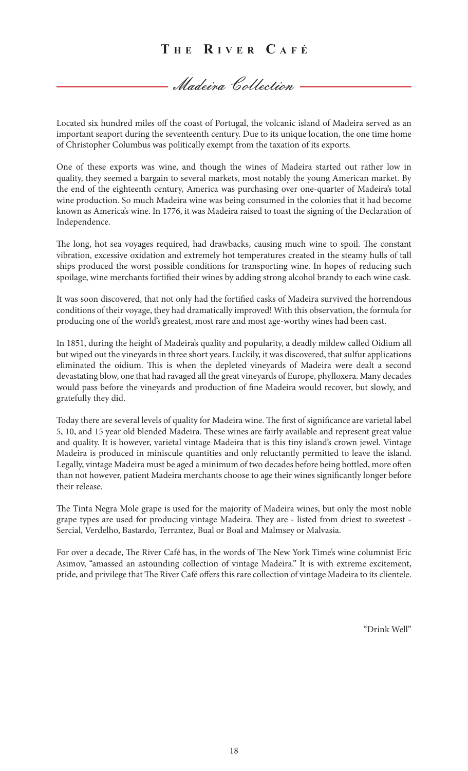# The River Café

## *Madeira Collection*

Located six hundred miles off the coast of Portugal, the volcanic island of Madeira served as an important seaport during the seventeenth century. Due to its unique location, the one time home of Christopher Columbus was politically exempt from the taxation of its exports.

One of these exports was wine, and though the wines of Madeira started out rather low in quality, they seemed a bargain to several markets, most notably the young American market. By the end of the eighteenth century, America was purchasing over one-quarter of Madeira's total wine production. So much Madeira wine was being consumed in the colonies that it had become known as America's wine. In 1776, it was Madeira raised to toast the signing of the Declaration of Independence.

The long, hot sea voyages required, had drawbacks, causing much wine to spoil. The constant vibration, excessive oxidation and extremely hot temperatures created in the steamy hulls of tall ships produced the worst possible conditions for transporting wine. In hopes of reducing such spoilage, wine merchants fortified their wines by adding strong alcohol brandy to each wine cask.

It was soon discovered, that not only had the fortified casks of Madeira survived the horrendous conditions of their voyage, they had dramatically improved! With this observation, the formula for producing one of the world's greatest, most rare and most age-worthy wines had been cast.

In 1851, during the height of Madeira's quality and popularity, a deadly mildew called Oidium all but wiped out the vineyards in three short years. Luckily, it was discovered, that sulfur applications eliminated the oidium. This is when the depleted vineyards of Madeira were dealt a second devastating blow, one that had ravaged all the great vineyards of Europe, phylloxera. Many decades would pass before the vineyards and production of fine Madeira would recover, but slowly, and gratefully they did.

Today there are several levels of quality for Madeira wine. The first of significance are varietal label 5, 10, and 15 year old blended Madeira. These wines are fairly available and represent great value and quality. It is however, varietal vintage Madeira that is this tiny island's crown jewel. Vintage Madeira is produced in miniscule quantities and only reluctantly permitted to leave the island. Legally, vintage Madeira must be aged a minimum of two decades before being bottled, more often than not however, patient Madeira merchants choose to age their wines significantly longer before their release.

The Tinta Negra Mole grape is used for the majority of Madeira wines, but only the most noble grape types are used for producing vintage Madeira. They are - listed from driest to sweetest - Sercial, Verdelho, Bastardo, Terrantez, Bual or Boal and Malmsey or Malvasia.

For over a decade, The River Café has, in the words of The New York Time's wine columnist Eric Asimov, "amassed an astounding collection of vintage Madeira." It is with extreme excitement, pride, and privilege that The River Café offers this rare collection of vintage Madeira to its clientele.

"Drink Well"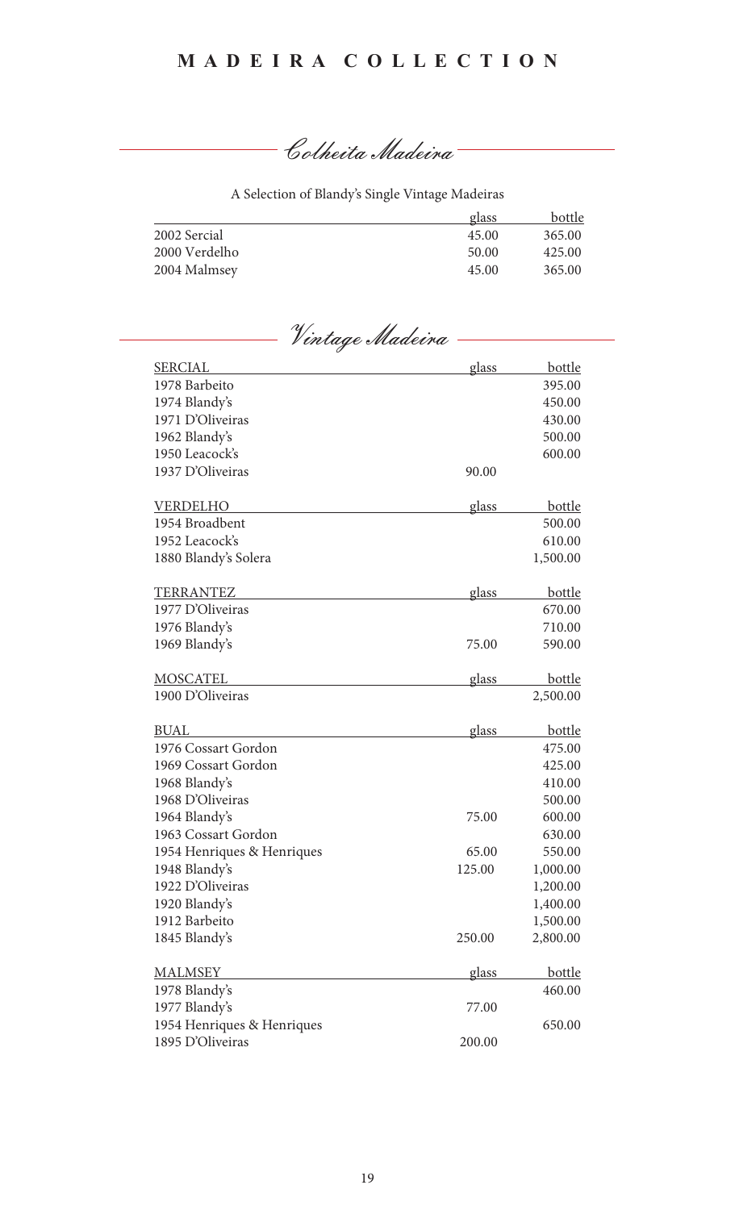# MADEIRA COLLECTION

## *Colheita Madeira*

A Selection of Blandy's Single Vintage Madeiras

| | glass | bottle |
|---|---|---|
| 2002 Sercial | 45.00 | 365.00 |
| 2000 Verdelho | 50.00 | 425.00 |
| 2004 Malmsey | 45.00 | 365.00 |

## *Vintage Madeira*

| SERCIAL | glass | bottle |
|---|---|---|
| 1978 Barbeito | | 395.00 |
| 1974 Blandy's | | 450.00 |
| 1971 D'Oliveiras | | 430.00 |
| 1962 Blandy's | | 500.00 |
| 1950 Leacock's | | 600.00 |
| 1937 D'Oliveiras | 90.00 | |

| VERDELHO | glass | bottle |
|---|---|---|
| 1954 Broadbent | | 500.00 |
| 1952 Leacock's | | 610.00 |
| 1880 Blandy's Solera | | 1,500.00 |

| TERRANTEZ | glass | bottle |
|---|---|---|
| 1977 D'Oliveiras | | 670.00 |
| 1976 Blandy's | | 710.00 |
| 1969 Blandy's | 75.00 | 590.00 |

| MOSCATEL | glass | bottle |
|---|---|---|
| 1900 D'Oliveiras | | 2,500.00 |

| BUAL | glass | bottle |
|---|---|---|
| 1976 Cossart Gordon | | 475.00 |
| 1969 Cossart Gordon | | 425.00 |
| 1968 Blandy's | | 410.00 |
| 1968 D'Oliveiras | | 500.00 |
| 1964 Blandy's | 75.00 | 600.00 |
| 1963 Cossart Gordon | | 630.00 |
| 1954 Henriques & Henriques | 65.00 | 550.00 |
| 1948 Blandy's | 125.00 | 1,000.00 |
| 1922 D'Oliveiras | | 1,200.00 |
| 1920 Blandy's | | 1,400.00 |
| 1912 Barbeito | | 1,500.00 |
| 1845 Blandy's | 250.00 | 2,800.00 |

| MALMSEY | glass | bottle |
|---|---|---|
| 1978 Blandy's | | 460.00 |
| 1977 Blandy's | 77.00 | |
| 1954 Henriques & Henriques | | 650.00 |
| 1895 D'Oliveiras | 200.00 | |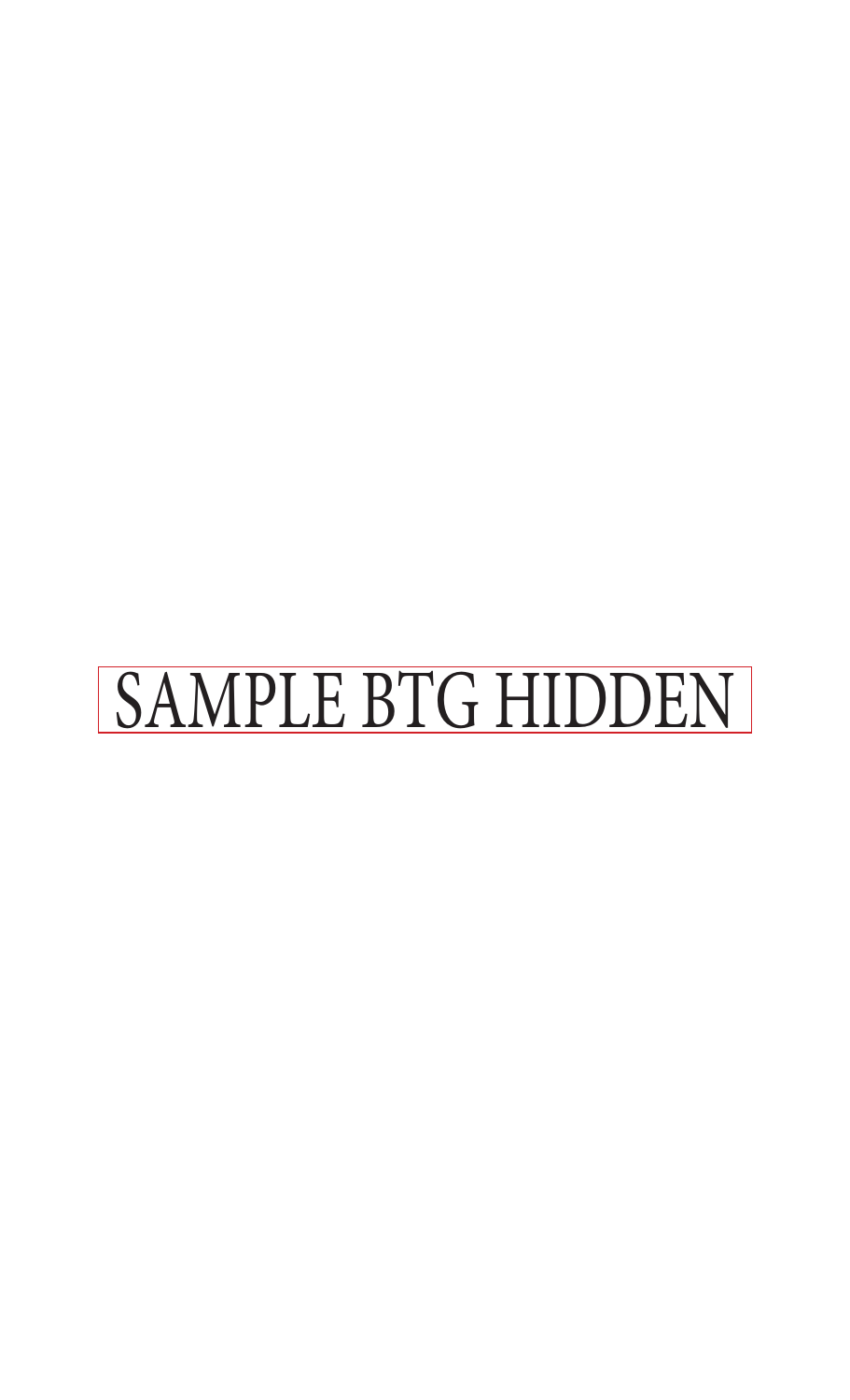SAMPLE BTG HIDDEN